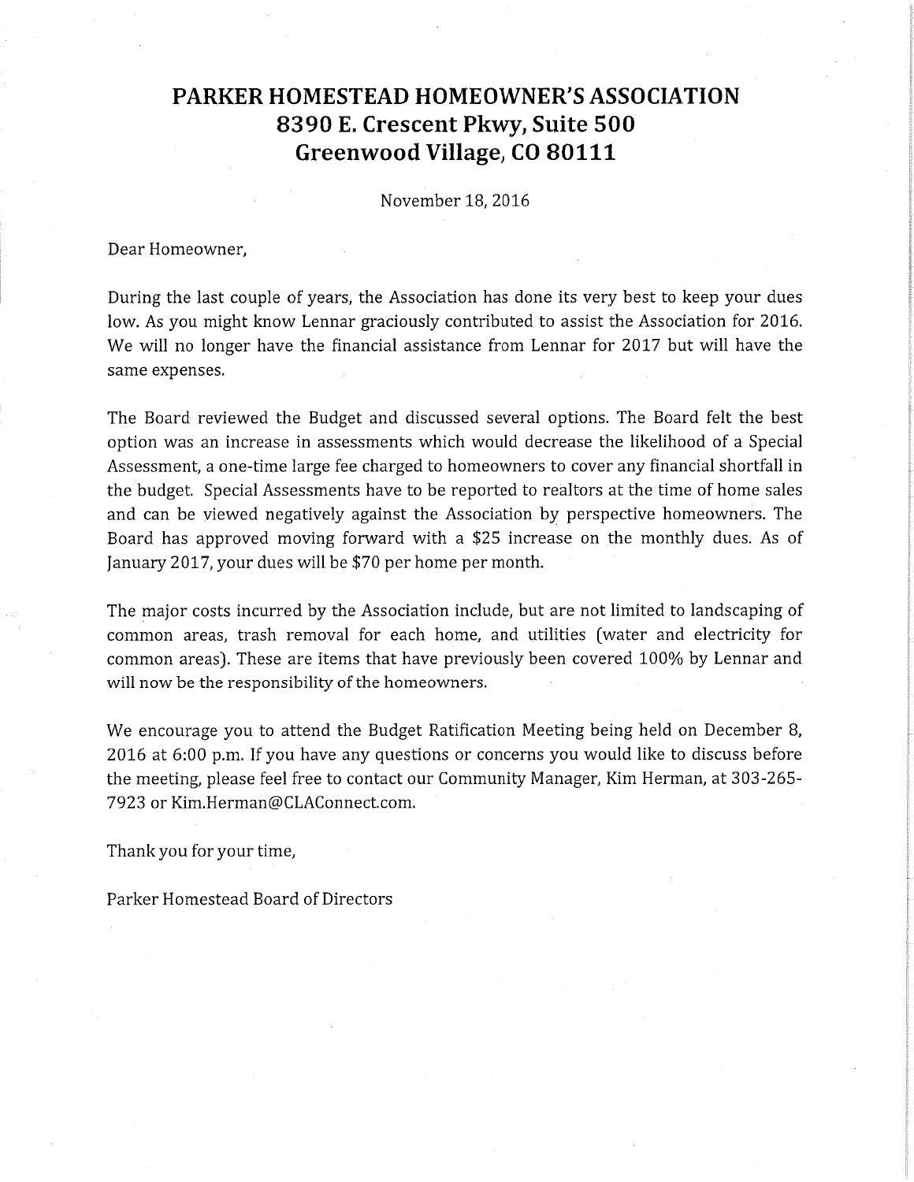# PARKER HOMESTEAD HOMEOWNER'S ASSOCIATION
## 8390 E. Crescent Pkwy, Suite 500
## Greenwood Village, CO 80111

November 18, 2016

Dear Homeowner,

During the last couple of years, the Association has done its very best to keep your dues low. As you might know Lennar graciously contributed to assist the Association for 2016. We will no longer have the financial assistance from Lennar for 2017 but will have the same expenses.

The Board reviewed the Budget and discussed several options. The Board felt the best option was an increase in assessments which would decrease the likelihood of a Special Assessment, a one-time large fee charged to homeowners to cover any financial shortfall in the budget. Special Assessments have to be reported to realtors at the time of home sales and can be viewed negatively against the Association by perspective homeowners. The Board has approved moving forward with a $25 increase on the monthly dues. As of January 2017, your dues will be $70 per home per month.

The major costs incurred by the Association include, but are not limited to landscaping of common areas, trash removal for each home, and utilities (water and electricity for common areas). These are items that have previously been covered 100% by Lennar and will now be the responsibility of the homeowners.

We encourage you to attend the Budget Ratification Meeting being held on December 8, 2016 at 6:00 p.m. If you have any questions or concerns you would like to discuss before the meeting, please feel free to contact our Community Manager, Kim Herman, at 303-265-7923 or Kim.Herman@CLAConnect.com.

Thank you for your time,

Parker Homestead Board of Directors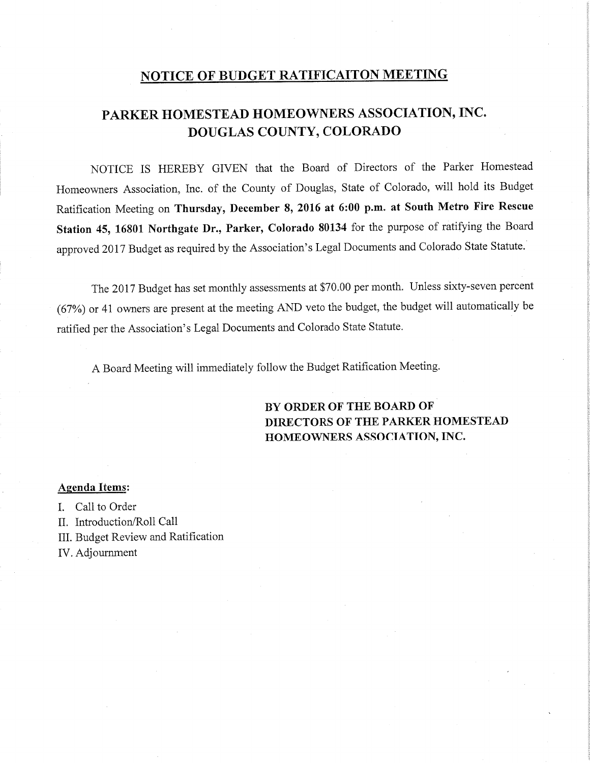# NOTICE OF BUDGET RATIFICAITON MEETING

## PARKER HOMESTEAD HOMEOWNERS ASSOCIATION, INC.
## DOUGLAS COUNTY, COLORADO

NOTICE IS HEREBY GIVEN that the Board of Directors of the Parker Homestead Homeowners Association, Inc. of the County of Douglas, State of Colorado, will hold its Budget Ratification Meeting on **Thursday, December 8, 2016 at 6:00 p.m. at South Metro Fire Rescue Station 45, 16801 Northgate Dr., Parker, Colorado 80134** for the purpose of ratifying the Board approved 2017 Budget as required by the Association's Legal Documents and Colorado State Statute.

The 2017 Budget has set monthly assessments at $70.00 per month. Unless sixty-seven percent (67%) or 41 owners are present at the meeting AND veto the budget, the budget will automatically be ratified per the Association's Legal Documents and Colorado State Statute.

A Board Meeting will immediately follow the Budget Ratification Meeting.

**BY ORDER OF THE BOARD OF DIRECTORS OF THE PARKER HOMESTEAD HOMEOWNERS ASSOCIATION, INC.**

**Agenda Items:**

I. Call to Order
II. Introduction/Roll Call
III. Budget Review and Ratification
IV. Adjournment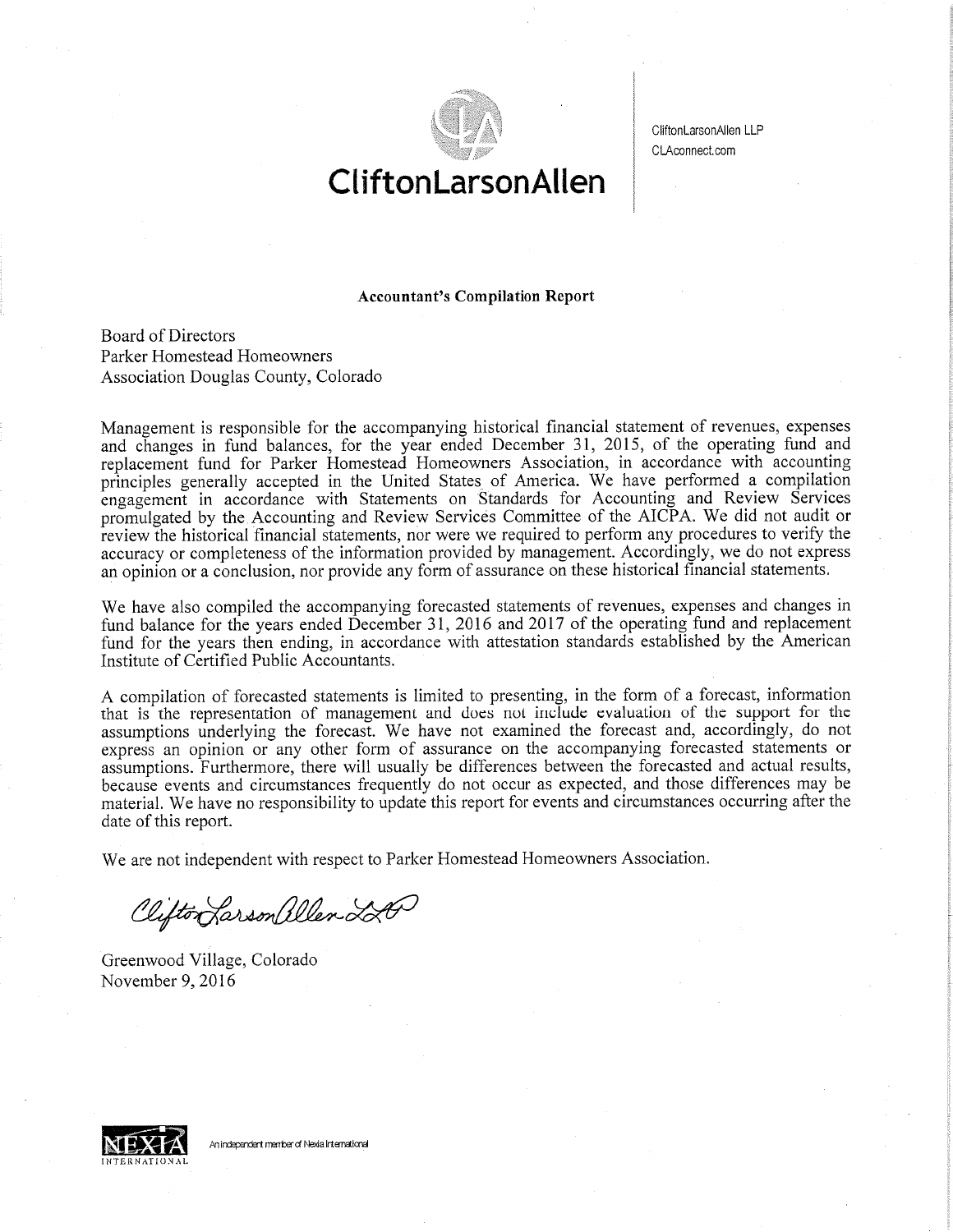CliftonLarsonAllen

CliftonLarsonAllen LLP
CLAconnect.com

**Accountant's Compilation Report**

Board of Directors
Parker Homestead Homeowners
Association Douglas County, Colorado

Management is responsible for the accompanying historical financial statement of revenues, expenses and changes in fund balances, for the year ended December 31, 2015, of the operating fund and replacement fund for Parker Homestead Homeowners Association, in accordance with accounting principles generally accepted in the United States of America. We have performed a compilation engagement in accordance with Statements on Standards for Accounting and Review Services promulgated by the Accounting and Review Services Committee of the AICPA. We did not audit or review the historical financial statements, nor were we required to perform any procedures to verify the accuracy or completeness of the information provided by management. Accordingly, we do not express an opinion or a conclusion, nor provide any form of assurance on these historical financial statements.

We have also compiled the accompanying forecasted statements of revenues, expenses and changes in fund balance for the years ended December 31, 2016 and 2017 of the operating fund and replacement fund for the years then ending, in accordance with attestation standards established by the American Institute of Certified Public Accountants.

A compilation of forecasted statements is limited to presenting, in the form of a forecast, information that is the representation of management and does not include evaluation of the support for the assumptions underlying the forecast. We have not examined the forecast and, accordingly, do not express an opinion or any other form of assurance on the accompanying forecasted statements or assumptions. Furthermore, there will usually be differences between the forecasted and actual results, because events and circumstances frequently do not occur as expected, and those differences may be material. We have no responsibility to update this report for events and circumstances occurring after the date of this report.

We are not independent with respect to Parker Homestead Homeowners Association.

CliftonLarsonAllen LLP

Greenwood Village, Colorado
November 9, 2016

NEXIA INTERNATIONAL — An independent member of Nexia International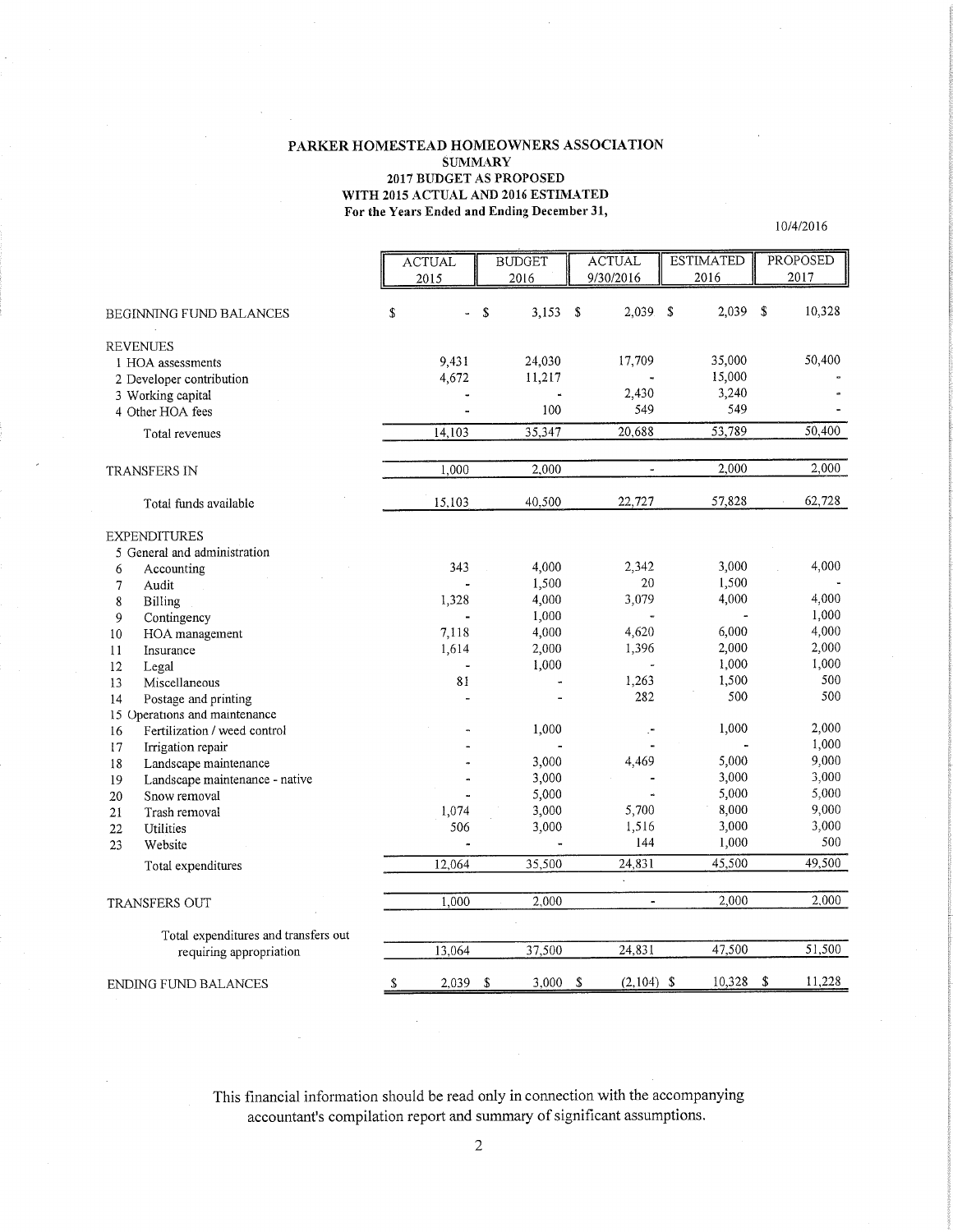**PARKER HOMESTEAD HOMEOWNERS ASSOCIATION**
**SUMMARY**
**2017 BUDGET AS PROPOSED**
**WITH 2015 ACTUAL AND 2016 ESTIMATED**
**For the Years Ended and Ending December 31,**

10/4/2016

| | ACTUAL 2015 | BUDGET 2016 | ACTUAL 9/30/2016 | ESTIMATED 2016 | PROPOSED 2017 |
|---|---|---|---|---|---|
| BEGINNING FUND BALANCES | $ - | $ 3,153 | $ 2,039 | $ 2,039 | $ 10,328 |
| REVENUES | | | | | |
| 1 HOA assessments | 9,431 | 24,030 | 17,709 | 35,000 | 50,400 |
| 2 Developer contribution | 4,672 | 11,217 | - | 15,000 | - |
| 3 Working capital | - | - | 2,430 | 3,240 | - |
| 4 Other HOA fees | - | 100 | 549 | 549 | - |
| Total revenues | 14,103 | 35,347 | 20,688 | 53,789 | 50,400 |
| TRANSFERS IN | 1,000 | 2,000 | - | 2,000 | 2,000 |
| Total funds available | 15,103 | 40,500 | 22,727 | 57,828 | 62,728 |
| EXPENDITURES | | | | | |
| 5 General and administration | | | | | |
| 6 Accounting | 343 | 4,000 | 2,342 | 3,000 | 4,000 |
| 7 Audit | - | 1,500 | 20 | 1,500 | - |
| 8 Billing | 1,328 | 4,000 | 3,079 | 4,000 | 4,000 |
| 9 Contingency | - | 1,000 | - | - | 1,000 |
| 10 HOA management | 7,118 | 4,000 | 4,620 | 6,000 | 4,000 |
| 11 Insurance | 1,614 | 2,000 | 1,396 | 2,000 | 2,000 |
| 12 Legal | - | 1,000 | - | 1,000 | 1,000 |
| 13 Miscellaneous | 81 | - | 1,263 | 1,500 | 500 |
| 14 Postage and printing | - | - | 282 | 500 | 500 |
| 15 Operations and maintenance | | | | | |
| 16 Fertilization / weed control | - | 1,000 | - | 1,000 | 2,000 |
| 17 Irrigation repair | - | - | - | - | 1,000 |
| 18 Landscape maintenance | - | 3,000 | 4,469 | 5,000 | 9,000 |
| 19 Landscape maintenance - native | - | 3,000 | - | 3,000 | 3,000 |
| 20 Snow removal | - | 5,000 | - | 5,000 | 5,000 |
| 21 Trash removal | 1,074 | 3,000 | 5,700 | 8,000 | 9,000 |
| 22 Utilities | 506 | 3,000 | 1,516 | 3,000 | 3,000 |
| 23 Website | - | - | 144 | 1,000 | 500 |
| Total expenditures | 12,064 | 35,500 | 24,831 | 45,500 | 49,500 |
| TRANSFERS OUT | 1,000 | 2,000 | - | 2,000 | 2,000 |
| Total expenditures and transfers out requiring appropriation | 13,064 | 37,500 | 24,831 | 47,500 | 51,500 |
| ENDING FUND BALANCES | $ 2,039 | $ 3,000 | $ (2,104) | $ 10,328 | $ 11,228 |

This financial information should be read only in connection with the accompanying accountant's compilation report and summary of significant assumptions.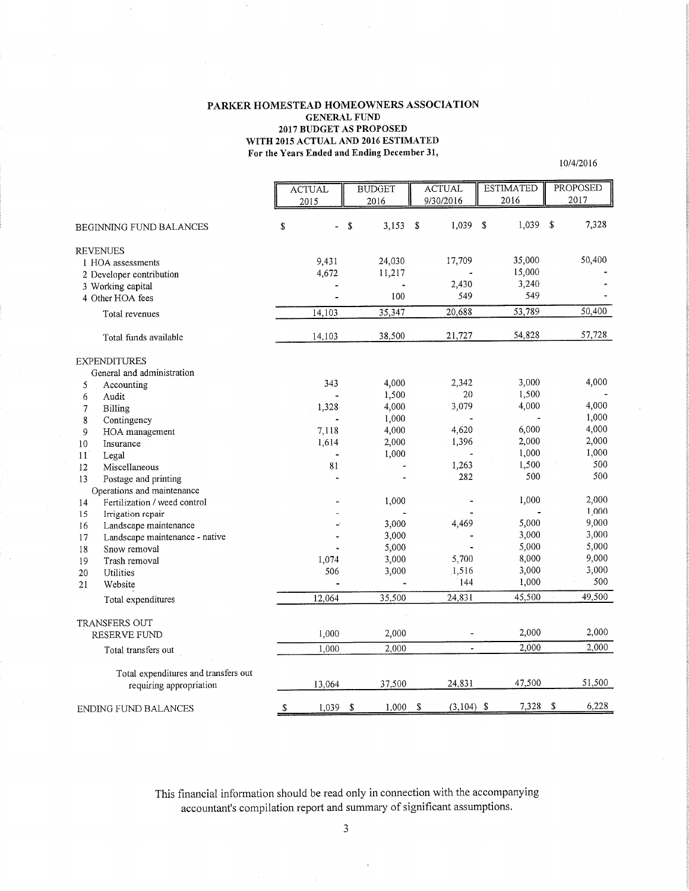**PARKER HOMESTEAD HOMEOWNERS ASSOCIATION**
**GENERAL FUND**
**2017 BUDGET AS PROPOSED**
**WITH 2015 ACTUAL AND 2016 ESTIMATED**
**For the Years Ended and Ending December 31,**

10/4/2016

| | ACTUAL 2015 | BUDGET 2016 | ACTUAL 9/30/2016 | ESTIMATED 2016 | PROPOSED 2017 |
|---|---|---|---|---|---|
| BEGINNING FUND BALANCES | $ - | $ 3,153 | $ 1,039 | $ 1,039 | $ 7,328 |
| REVENUES | | | | | |
| 1 HOA assessments | 9,431 | 24,030 | 17,709 | 35,000 | 50,400 |
| 2 Developer contribution | 4,672 | 11,217 | - | 15,000 | - |
| 3 Working capital | - | - | 2,430 | 3,240 | - |
| 4 Other HOA fees | - | 100 | 549 | 549 | - |
| Total revenues | 14,103 | 35,347 | 20,688 | 53,789 | 50,400 |
| Total funds available | 14,103 | 38,500 | 21,727 | 54,828 | 57,728 |
| EXPENDITURES | | | | | |
| General and administration | | | | | |
| 5 Accounting | 343 | 4,000 | 2,342 | 3,000 | 4,000 |
| 6 Audit | - | 1,500 | 20 | 1,500 | - |
| 7 Billing | 1,328 | 4,000 | 3,079 | 4,000 | 4,000 |
| 8 Contingency | - | 1,000 | - | - | 1,000 |
| 9 HOA management | 7,118 | 4,000 | 4,620 | 6,000 | 4,000 |
| 10 Insurance | 1,614 | 2,000 | 1,396 | 2,000 | 2,000 |
| 11 Legal | - | 1,000 | - | 1,000 | 1,000 |
| 12 Miscellaneous | 81 | - | 1,263 | 1,500 | 500 |
| 13 Postage and printing | - | - | 282 | 500 | 500 |
| Operations and maintenance | | | | | |
| 14 Fertilization / weed control | - | 1,000 | - | 1,000 | 2,000 |
| 15 Irrigation repair | - | - | - | - | 1,000 |
| 16 Landscape maintenance | - | 3,000 | 4,469 | 5,000 | 9,000 |
| 17 Landscape maintenance - native | - | 3,000 | - | 3,000 | 3,000 |
| 18 Snow removal | - | 5,000 | - | 5,000 | 5,000 |
| 19 Trash removal | 1,074 | 3,000 | 5,700 | 8,000 | 9,000 |
| 20 Utilities | 506 | 3,000 | 1,516 | 3,000 | 3,000 |
| 21 Website | - | - | 144 | 1,000 | 500 |
| Total expenditures | 12,064 | 35,500 | 24,831 | 45,500 | 49,500 |
| TRANSFERS OUT | | | | | |
| RESERVE FUND | 1,000 | 2,000 | - | 2,000 | 2,000 |
| Total transfers out | 1,000 | 2,000 | - | 2,000 | 2,000 |
| Total expenditures and transfers out requiring appropriation | 13,064 | 37,500 | 24,831 | 47,500 | 51,500 |
| ENDING FUND BALANCES | $ 1,039 | $ 1,000 | $ (3,104) | $ 7,328 | $ 6,228 |

This financial information should be read only in connection with the accompanying accountant's compilation report and summary of significant assumptions.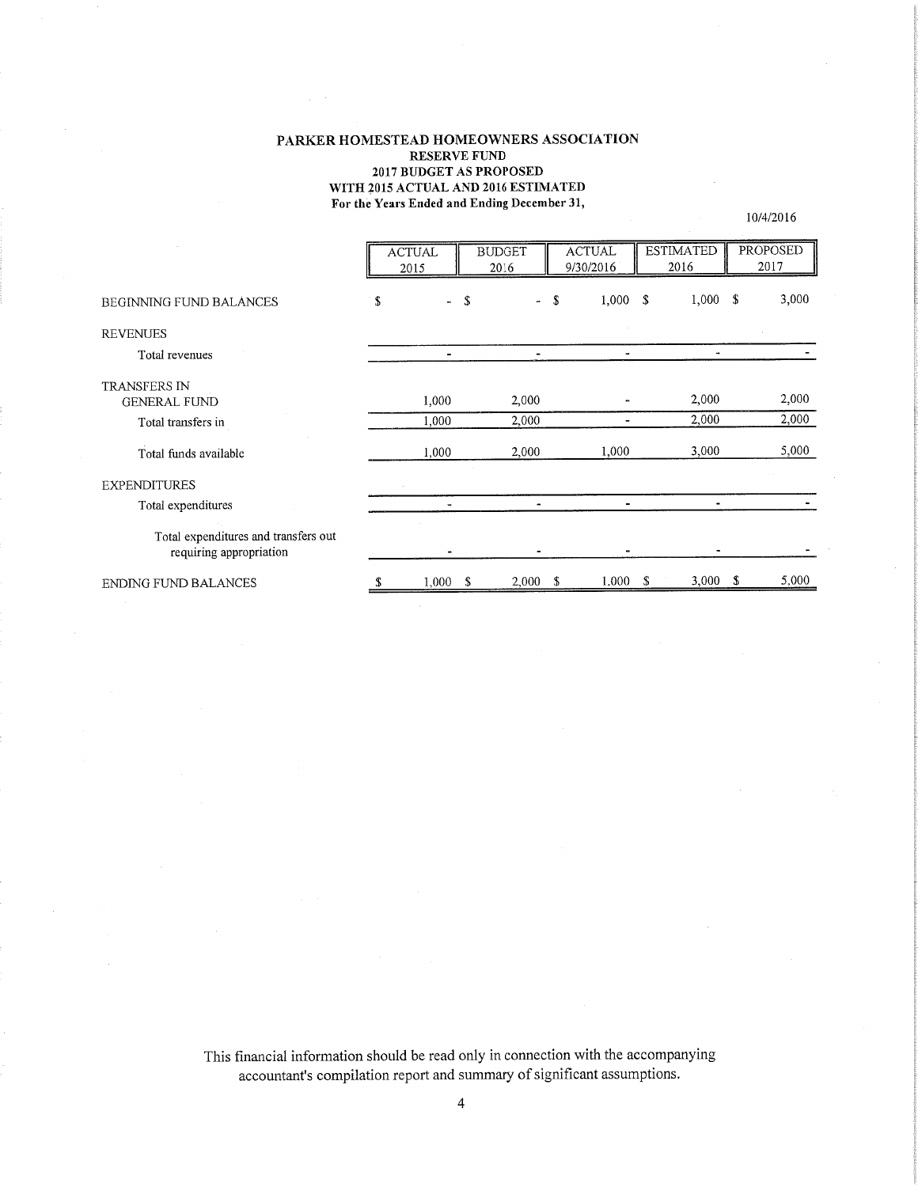**PARKER HOMESTEAD HOMEOWNERS ASSOCIATION**
**RESERVE FUND**
**2017 BUDGET AS PROPOSED**
**WITH 2015 ACTUAL AND 2016 ESTIMATED**
**For the Years Ended and Ending December 31,**

10/4/2016

| | ACTUAL 2015 | BUDGET 2016 | ACTUAL 9/30/2016 | ESTIMATED 2016 | PROPOSED 2017 |
|---|---|---|---|---|---|
| BEGINNING FUND BALANCES | $ - | $ - | $ 1,000 | $ 1,000 | $ 3,000 |
| REVENUES | | | | | |
| Total revenues | - | - | - | - | - |
| TRANSFERS IN | | | | | |
| GENERAL FUND | 1,000 | 2,000 | - | 2,000 | 2,000 |
| Total transfers in | 1,000 | 2,000 | - | 2,000 | 2,000 |
| Total funds available | 1,000 | 2,000 | 1,000 | 3,000 | 5,000 |
| EXPENDITURES | | | | | |
| Total expenditures | - | - | - | - | - |
| Total expenditures and transfers out requiring appropriation | - | - | - | - | - |
| ENDING FUND BALANCES | $ 1,000 | $ 2,000 | $ 1,000 | $ 3,000 | $ 5,000 |

This financial information should be read only in connection with the accompanying accountant's compilation report and summary of significant assumptions.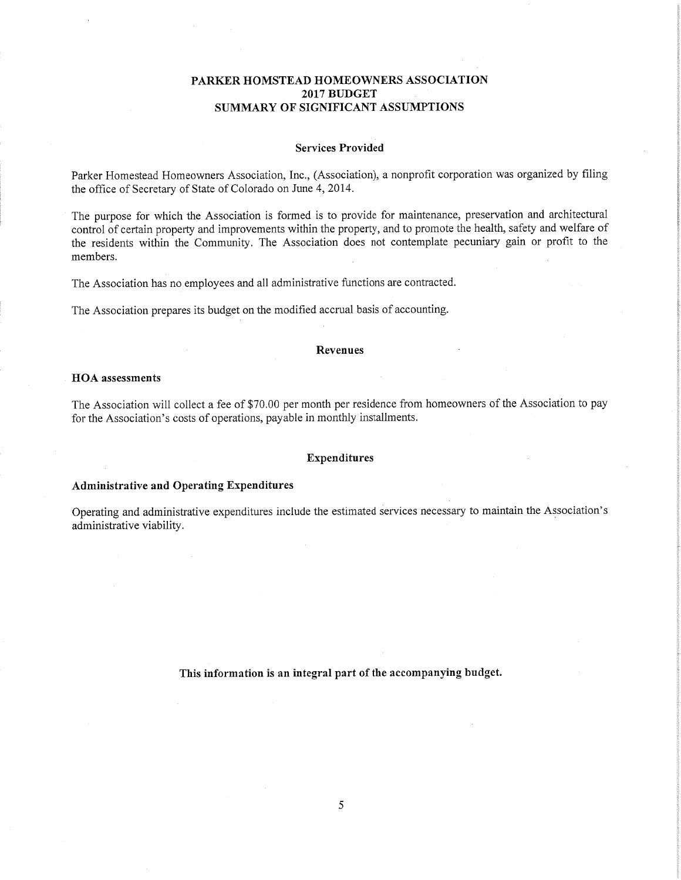# PARKER HOMSTEAD HOMEOWNERS ASSOCIATION
# 2017 BUDGET
# SUMMARY OF SIGNIFICANT ASSUMPTIONS

## Services Provided

Parker Homestead Homeowners Association, Inc., (Association), a nonprofit corporation was organized by filing the office of Secretary of State of Colorado on June 4, 2014.

The purpose for which the Association is formed is to provide for maintenance, preservation and architectural control of certain property and improvements within the property, and to promote the health, safety and welfare of the residents within the Community. The Association does not contemplate pecuniary gain or profit to the members.

The Association has no employees and all administrative functions are contracted.

The Association prepares its budget on the modified accrual basis of accounting.

## Revenues

### HOA assessments

The Association will collect a fee of $70.00 per month per residence from homeowners of the Association to pay for the Association's costs of operations, payable in monthly installments.

## Expenditures

### Administrative and Operating Expenditures

Operating and administrative expenditures include the estimated services necessary to maintain the Association's administrative viability.

**This information is an integral part of the accompanying budget.**